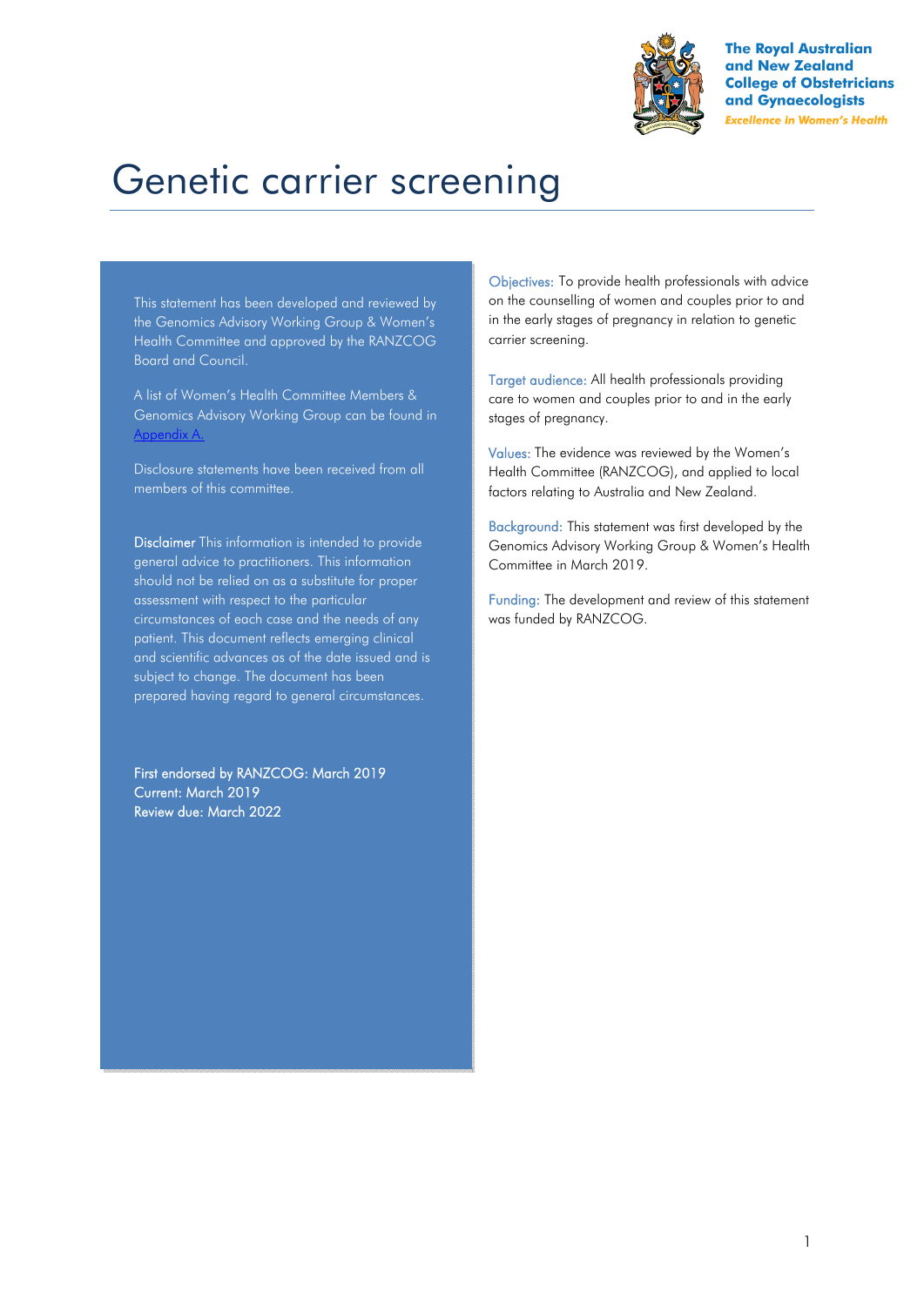The Royal Australian and New Zealand College of Obstetricians and Gynaecologists

*Excellence in Women's Health*

# Genetic carrier screening

This statement has been developed and reviewed by the Genomics Advisory Working Group & Women's Health Committee and approved by the RANZCOG Board and Council.

A list of Women's Health Committee Members & Genomics Advisory Working Group can be found in Appendix A.

Disclosure statements have been received from all members of this committee.

**Disclaimer** This information is intended to provide general advice to practitioners. This information should not be relied on as a substitute for proper assessment with respect to the particular circumstances of each case and the needs of any patient. This document reflects emerging clinical and scientific advances as of the date issued and is subject to change. The document has been prepared having regard to general circumstances.

**First endorsed by RANZCOG: March 2019**
**Current: March 2019**
**Review due: March 2022**

Objectives: To provide health professionals with advice on the counselling of women and couples prior to and in the early stages of pregnancy in relation to genetic carrier screening.

Target audience: All health professionals providing care to women and couples prior to and in the early stages of pregnancy.

Values: The evidence was reviewed by the Women's Health Committee (RANZCOG), and applied to local factors relating to Australia and New Zealand.

Background: This statement was first developed by the Genomics Advisory Working Group & Women's Health Committee in March 2019.

Funding: The development and review of this statement was funded by RANZCOG.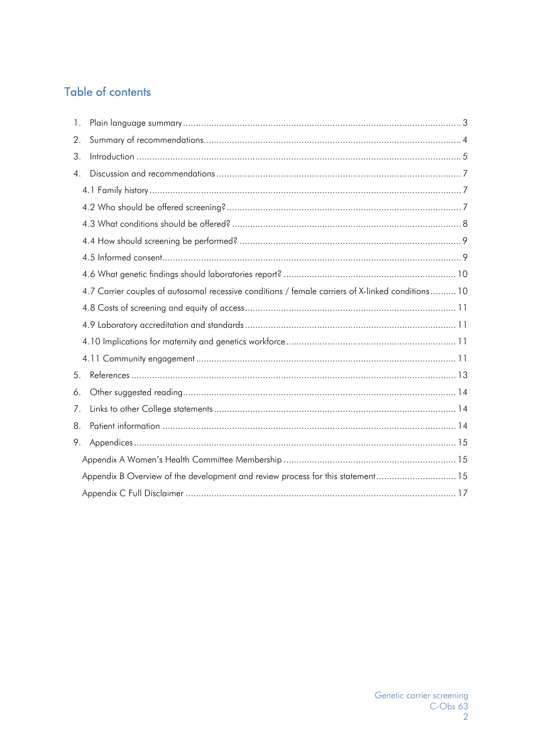## Table of contents

1. Plain language summary ........ 3
2. Summary of recommendations ........ 4
3. Introduction ........ 5
4. Discussion and recommendations ........ 7
   - 4.1 Family history ........ 7
   - 4.2 Who should be offered screening? ........ 7
   - 4.3 What conditions should be offered? ........ 8
   - 4.4 How should screening be performed? ........ 9
   - 4.5 Informed consent ........ 9
   - 4.6 What genetic findings should laboratories report? ........ 10
   - 4.7 Carrier couples of autosomal recessive conditions / female carriers of X-linked conditions ........ 10
   - 4.8 Costs of screening and equity of access ........ 11
   - 4.9 Laboratory accreditation and standards ........ 11
   - 4.10 Implications for maternity and genetics workforce ........ 11
   - 4.11 Community engagement ........ 11
5. References ........ 13
6. Other suggested reading ........ 14
7. Links to other College statements ........ 14
8. Patient information ........ 14
9. Appendices ........ 15
   - Appendix A Women's Health Committee Membership ........ 15
   - Appendix B Overview of the development and review process for this statement ........ 15
   - Appendix C Full Disclaimer ........ 17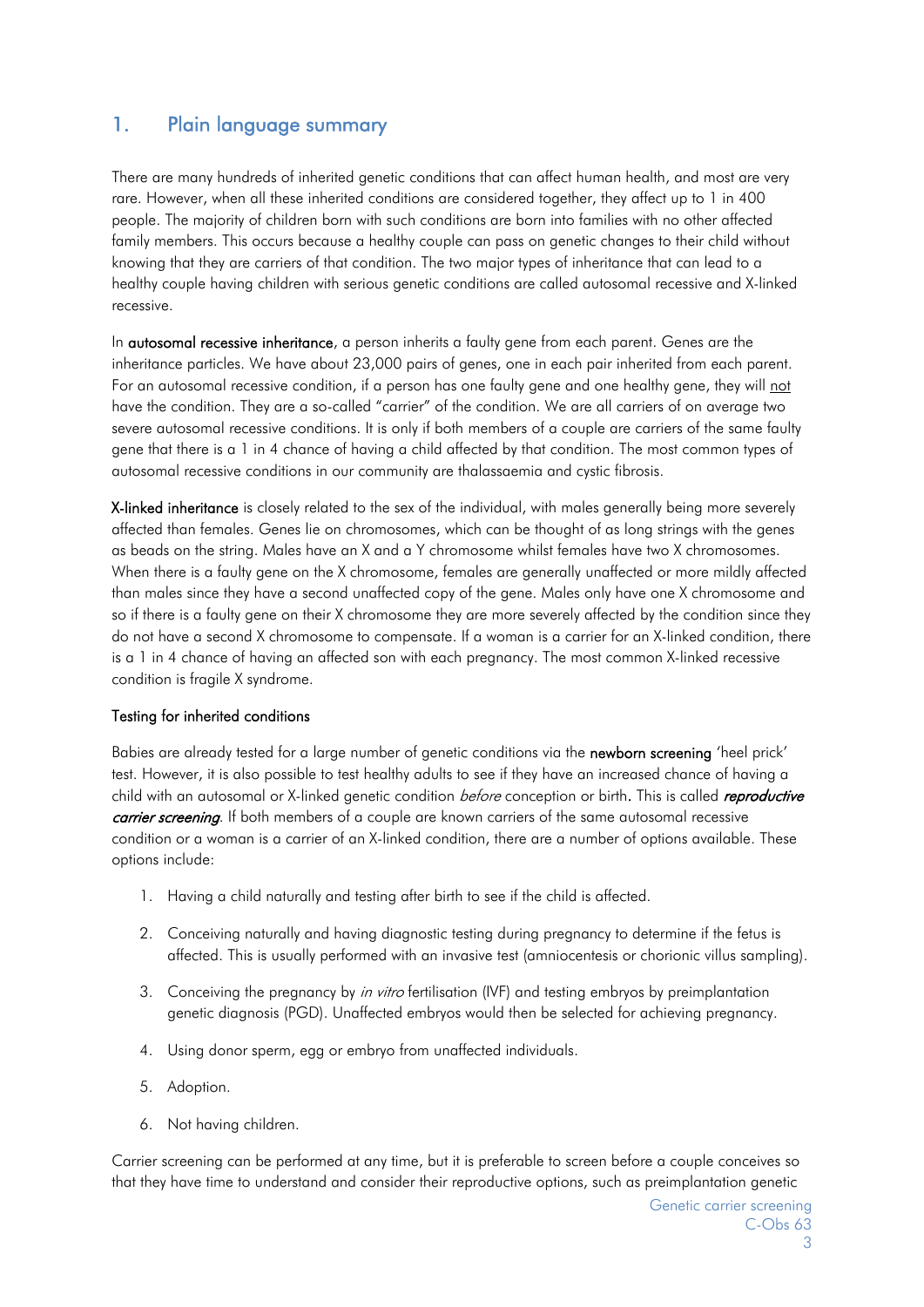## 1. Plain language summary

There are many hundreds of inherited genetic conditions that can affect human health, and most are very rare. However, when all these inherited conditions are considered together, they affect up to 1 in 400 people. The majority of children born with such conditions are born into families with no other affected family members. This occurs because a healthy couple can pass on genetic changes to their child without knowing that they are carriers of that condition. The two major types of inheritance that can lead to a healthy couple having children with serious genetic conditions are called autosomal recessive and X-linked recessive.

In **autosomal recessive inheritance**, a person inherits a faulty gene from each parent. Genes are the inheritance particles. We have about 23,000 pairs of genes, one in each pair inherited from each parent. For an autosomal recessive condition, if a person has one faulty gene and one healthy gene, they will not have the condition. They are a so-called "carrier" of the condition. We are all carriers of on average two severe autosomal recessive conditions. It is only if both members of a couple are carriers of the same faulty gene that there is a 1 in 4 chance of having a child affected by that condition. The most common types of autosomal recessive conditions in our community are thalassaemia and cystic fibrosis.

**X-linked inheritance** is closely related to the sex of the individual, with males generally being more severely affected than females. Genes lie on chromosomes, which can be thought of as long strings with the genes as beads on the string. Males have an X and a Y chromosome whilst females have two X chromosomes. When there is a faulty gene on the X chromosome, females are generally unaffected or more mildly affected than males since they have a second unaffected copy of the gene. Males only have one X chromosome and so if there is a faulty gene on their X chromosome they are more severely affected by the condition since they do not have a second X chromosome to compensate. If a woman is a carrier for an X-linked condition, there is a 1 in 4 chance of having an affected son with each pregnancy. The most common X-linked recessive condition is fragile X syndrome.

### Testing for inherited conditions

Babies are already tested for a large number of genetic conditions via the **newborn screening** 'heel prick' test. However, it is also possible to test healthy adults to see if they have an increased chance of having a child with an autosomal or X-linked genetic condition *before* conception or birth. This is called ***reproductive carrier screening***. If both members of a couple are known carriers of the same autosomal recessive condition or a woman is a carrier of an X-linked condition, there are a number of options available. These options include:

1. Having a child naturally and testing after birth to see if the child is affected.
2. Conceiving naturally and having diagnostic testing during pregnancy to determine if the fetus is affected. This is usually performed with an invasive test (amniocentesis or chorionic villus sampling).
3. Conceiving the pregnancy by *in vitro* fertilisation (IVF) and testing embryos by preimplantation genetic diagnosis (PGD). Unaffected embryos would then be selected for achieving pregnancy.
4. Using donor sperm, egg or embryo from unaffected individuals.
5. Adoption.
6. Not having children.

Carrier screening can be performed at any time, but it is preferable to screen before a couple conceives so that they have time to understand and consider their reproductive options, such as preimplantation genetic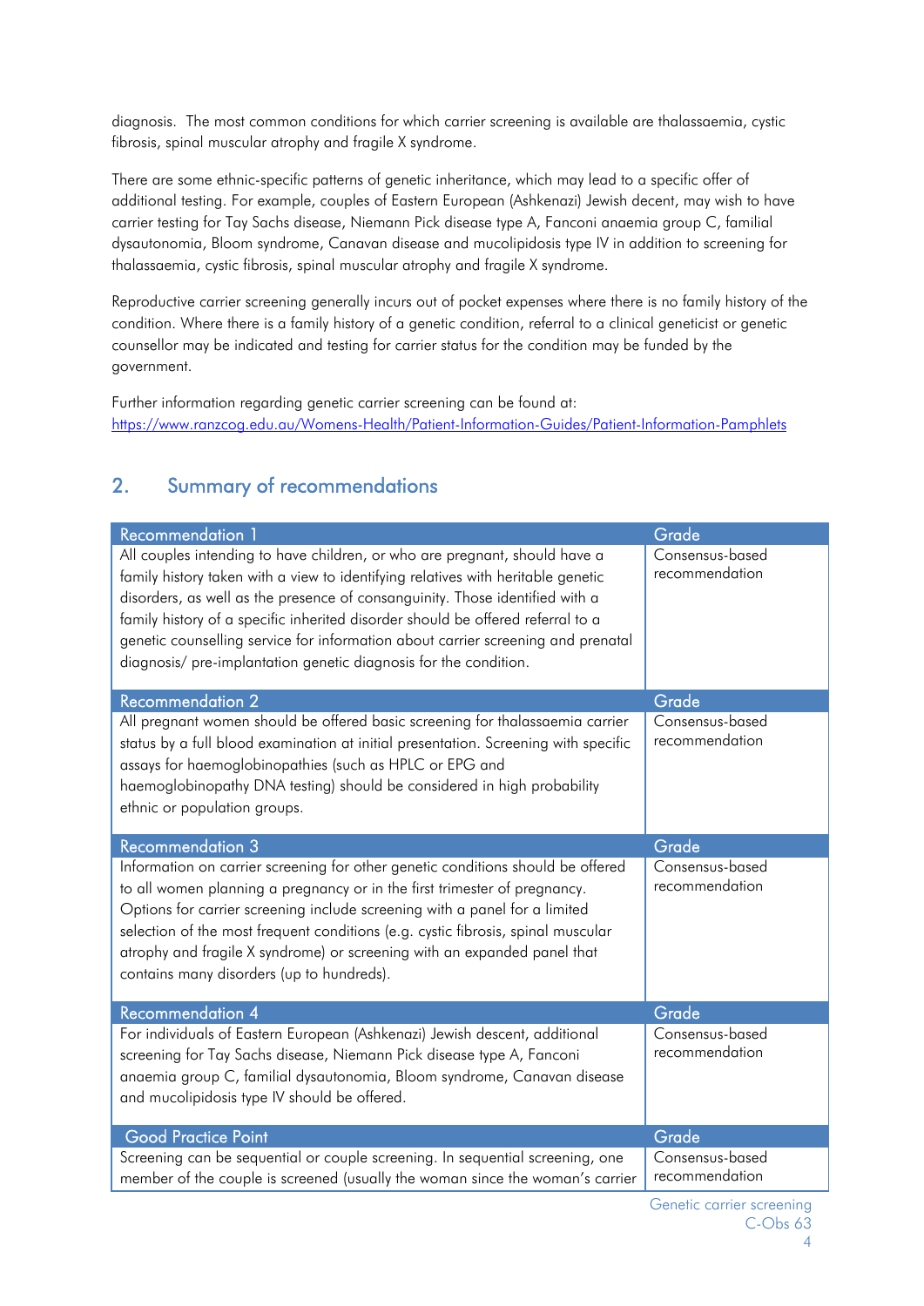diagnosis. The most common conditions for which carrier screening is available are thalassaemia, cystic fibrosis, spinal muscular atrophy and fragile X syndrome.

There are some ethnic-specific patterns of genetic inheritance, which may lead to a specific offer of additional testing. For example, couples of Eastern European (Ashkenazi) Jewish decent, may wish to have carrier testing for Tay Sachs disease, Niemann Pick disease type A, Fanconi anaemia group C, familial dysautonomia, Bloom syndrome, Canavan disease and mucolipidosis type IV in addition to screening for thalassaemia, cystic fibrosis, spinal muscular atrophy and fragile X syndrome.

Reproductive carrier screening generally incurs out of pocket expenses where there is no family history of the condition. Where there is a family history of a genetic condition, referral to a clinical geneticist or genetic counsellor may be indicated and testing for carrier status for the condition may be funded by the government.

Further information regarding genetic carrier screening can be found at: https://www.ranzcog.edu.au/Womens-Health/Patient-Information-Guides/Patient-Information-Pamphlets

## 2. Summary of recommendations

| Recommendation 1 | Grade |
|---|---|
| All couples intending to have children, or who are pregnant, should have a family history taken with a view to identifying relatives with heritable genetic disorders, as well as the presence of consanguinity. Those identified with a family history of a specific inherited disorder should be offered referral to a genetic counselling service for information about carrier screening and prenatal diagnosis/ pre-implantation genetic diagnosis for the condition. | Consensus-based recommendation |

| Recommendation 2 | Grade |
|---|---|
| All pregnant women should be offered basic screening for thalassaemia carrier status by a full blood examination at initial presentation. Screening with specific assays for haemoglobinopathies (such as HPLC or EPG and haemoglobinopathy DNA testing) should be considered in high probability ethnic or population groups. | Consensus-based recommendation |

| Recommendation 3 | Grade |
|---|---|
| Information on carrier screening for other genetic conditions should be offered to all women planning a pregnancy or in the first trimester of pregnancy. Options for carrier screening include screening with a panel for a limited selection of the most frequent conditions (e.g. cystic fibrosis, spinal muscular atrophy and fragile X syndrome) or screening with an expanded panel that contains many disorders (up to hundreds). | Consensus-based recommendation |

| Recommendation 4 | Grade |
|---|---|
| For individuals of Eastern European (Ashkenazi) Jewish descent, additional screening for Tay Sachs disease, Niemann Pick disease type A, Fanconi anaemia group C, familial dysautonomia, Bloom syndrome, Canavan disease and mucolipidosis type IV should be offered. | Consensus-based recommendation |

| Good Practice Point | Grade |
|---|---|
| Screening can be sequential or couple screening. In sequential screening, one member of the couple is screened (usually the woman since the woman's carrier | Consensus-based recommendation |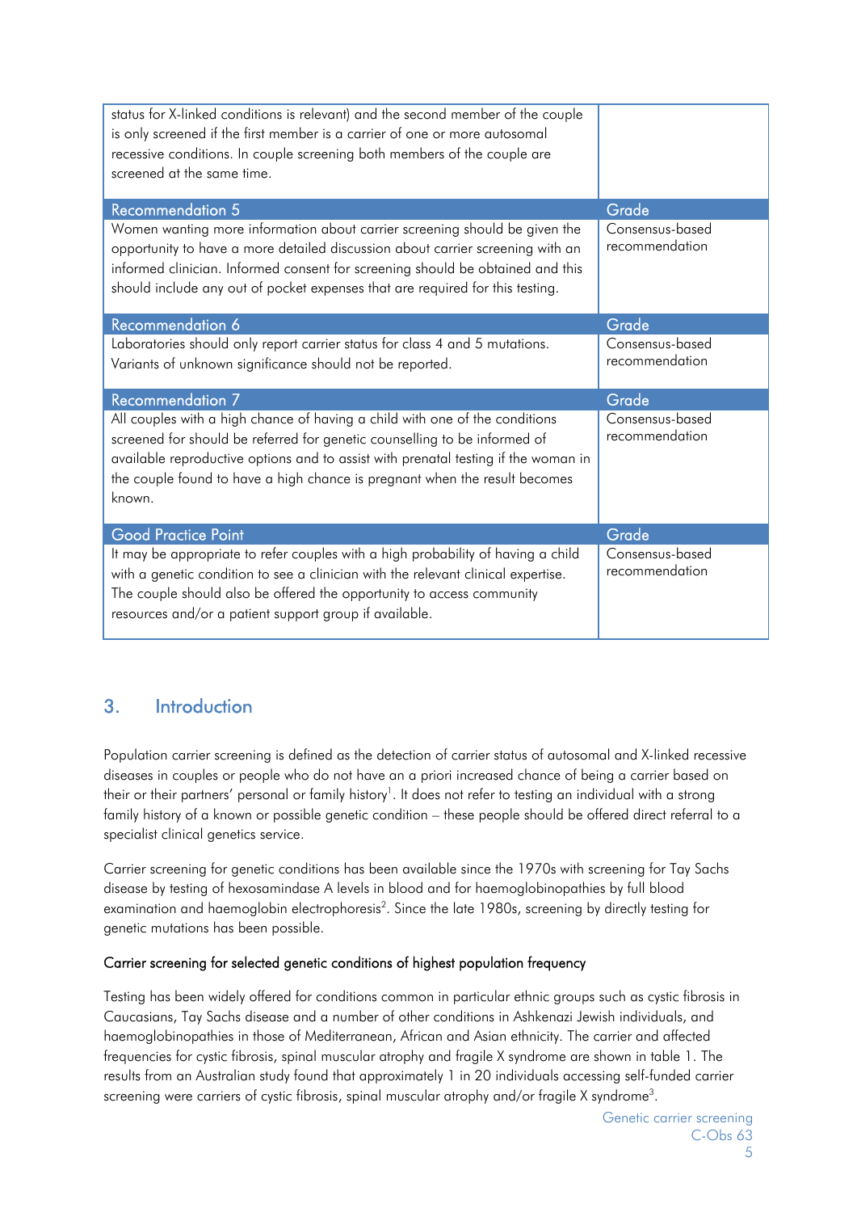| | |
|---|---|
| status for X-linked conditions is relevant) and the second member of the couple is only screened if the first member is a carrier of one or more autosomal recessive conditions. In couple screening both members of the couple are screened at the same time. | |
| **Recommendation 5** | **Grade** |
| Women wanting more information about carrier screening should be given the opportunity to have a more detailed discussion about carrier screening with an informed clinician. Informed consent for screening should be obtained and this should include any out of pocket expenses that are required for this testing. | Consensus-based recommendation |
| **Recommendation 6** | **Grade** |
| Laboratories should only report carrier status for class 4 and 5 mutations. Variants of unknown significance should not be reported. | Consensus-based recommendation |
| **Recommendation 7** | **Grade** |
| All couples with a high chance of having a child with one of the conditions screened for should be referred for genetic counselling to be informed of available reproductive options and to assist with prenatal testing if the woman in the couple found to have a high chance is pregnant when the result becomes known. | Consensus-based recommendation |
| **Good Practice Point** | **Grade** |
| It may be appropriate to refer couples with a high probability of having a child with a genetic condition to see a clinician with the relevant clinical expertise. The couple should also be offered the opportunity to access community resources and/or a patient support group if available. | Consensus-based recommendation |

## 3. Introduction

Population carrier screening is defined as the detection of carrier status of autosomal and X-linked recessive diseases in couples or people who do not have an a priori increased chance of being a carrier based on their or their partners' personal or family history[1]. It does not refer to testing an individual with a strong family history of a known or possible genetic condition – these people should be offered direct referral to a specialist clinical genetics service.

Carrier screening for genetic conditions has been available since the 1970s with screening for Tay Sachs disease by testing of hexosamindase A levels in blood and for haemoglobinopathies by full blood examination and haemoglobin electrophoresis[2]. Since the late 1980s, screening by directly testing for genetic mutations has been possible.

#### Carrier screening for selected genetic conditions of highest population frequency

Testing has been widely offered for conditions common in particular ethnic groups such as cystic fibrosis in Caucasians, Tay Sachs disease and a number of other conditions in Ashkenazi Jewish individuals, and haemoglobinopathies in those of Mediterranean, African and Asian ethnicity. The carrier and affected frequencies for cystic fibrosis, spinal muscular atrophy and fragile X syndrome are shown in table 1. The results from an Australian study found that approximately 1 in 20 individuals accessing self-funded carrier screening were carriers of cystic fibrosis, spinal muscular atrophy and/or fragile X syndrome[3].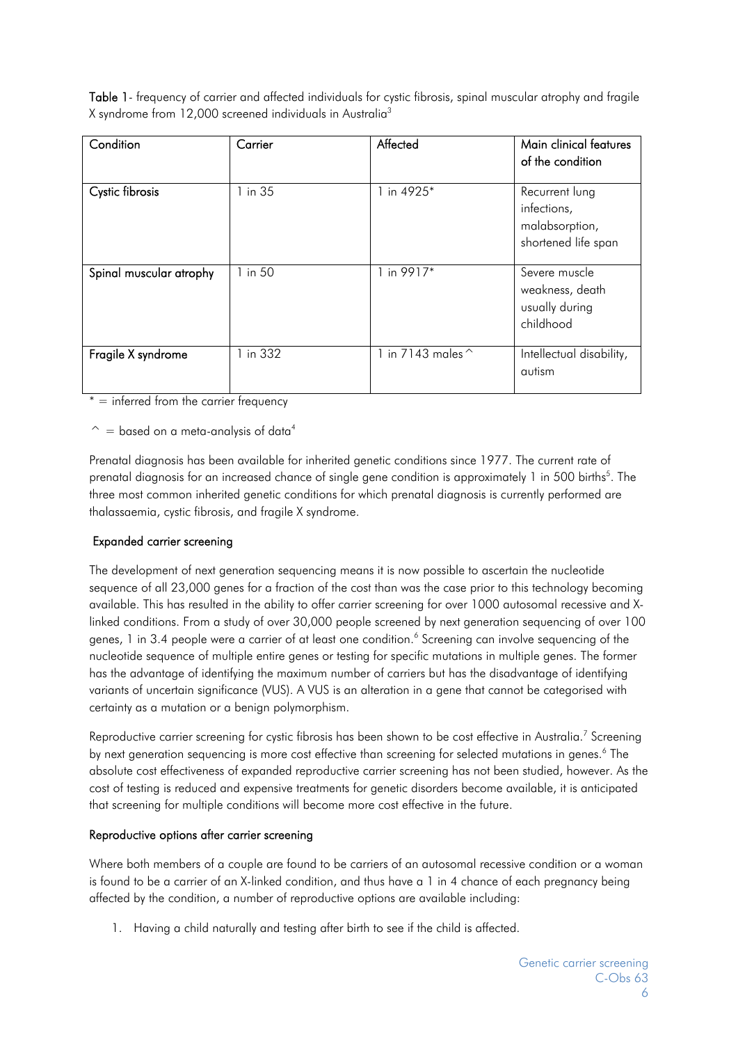**Table 1**- frequency of carrier and affected individuals for cystic fibrosis, spinal muscular atrophy and fragile X syndrome from 12,000 screened individuals in Australia[3]

| Condition | Carrier | Affected | Main clinical features of the condition |
|---|---|---|---|
| Cystic fibrosis | 1 in 35 | 1 in 4925* | Recurrent lung infections, malabsorption, shortened life span |
| Spinal muscular atrophy | 1 in 50 | 1 in 9917* | Severe muscle weakness, death usually during childhood |
| Fragile X syndrome | 1 in 332 | 1 in 7143 males ^ | Intellectual disability, autism |

* = inferred from the carrier frequency

^ = based on a meta-analysis of data[4]

Prenatal diagnosis has been available for inherited genetic conditions since 1977. The current rate of prenatal diagnosis for an increased chance of single gene condition is approximately 1 in 500 births[5]. The three most common inherited genetic conditions for which prenatal diagnosis is currently performed are thalassaemia, cystic fibrosis, and fragile X syndrome.

### Expanded carrier screening

The development of next generation sequencing means it is now possible to ascertain the nucleotide sequence of all 23,000 genes for a fraction of the cost than was the case prior to this technology becoming available. This has resulted in the ability to offer carrier screening for over 1000 autosomal recessive and X-linked conditions. From a study of over 30,000 people screened by next generation sequencing of over 100 genes, 1 in 3.4 people were a carrier of at least one condition.[6] Screening can involve sequencing of the nucleotide sequence of multiple entire genes or testing for specific mutations in multiple genes. The former has the advantage of identifying the maximum number of carriers but has the disadvantage of identifying variants of uncertain significance (VUS). A VUS is an alteration in a gene that cannot be categorised with certainty as a mutation or a benign polymorphism.

Reproductive carrier screening for cystic fibrosis has been shown to be cost effective in Australia.[7] Screening by next generation sequencing is more cost effective than screening for selected mutations in genes.[6] The absolute cost effectiveness of expanded reproductive carrier screening has not been studied, however. As the cost of testing is reduced and expensive treatments for genetic disorders become available, it is anticipated that screening for multiple conditions will become more cost effective in the future.

### Reproductive options after carrier screening

Where both members of a couple are found to be carriers of an autosomal recessive condition or a woman is found to be a carrier of an X-linked condition, and thus have a 1 in 4 chance of each pregnancy being affected by the condition, a number of reproductive options are available including:

1. Having a child naturally and testing after birth to see if the child is affected.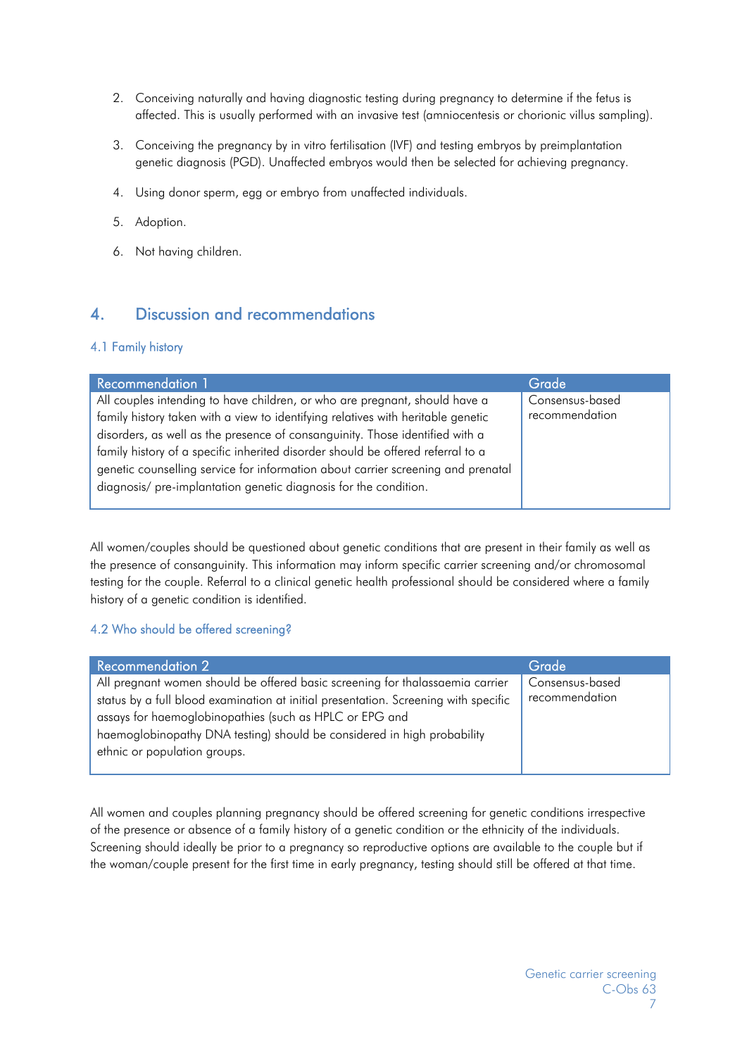2. Conceiving naturally and having diagnostic testing during pregnancy to determine if the fetus is affected. This is usually performed with an invasive test (amniocentesis or chorionic villus sampling).

3. Conceiving the pregnancy by in vitro fertilisation (IVF) and testing embryos by preimplantation genetic diagnosis (PGD). Unaffected embryos would then be selected for achieving pregnancy.

4. Using donor sperm, egg or embryo from unaffected individuals.

5. Adoption.

6. Not having children.

## 4. Discussion and recommendations

### 4.1 Family history

| Recommendation 1 | Grade |
|---|---|
| All couples intending to have children, or who are pregnant, should have a family history taken with a view to identifying relatives with heritable genetic disorders, as well as the presence of consanguinity. Those identified with a family history of a specific inherited disorder should be offered referral to a genetic counselling service for information about carrier screening and prenatal diagnosis/ pre-implantation genetic diagnosis for the condition. | Consensus-based recommendation |

All women/couples should be questioned about genetic conditions that are present in their family as well as the presence of consanguinity. This information may inform specific carrier screening and/or chromosomal testing for the couple. Referral to a clinical genetic health professional should be considered where a family history of a genetic condition is identified.

### 4.2 Who should be offered screening?

| Recommendation 2 | Grade |
|---|---|
| All pregnant women should be offered basic screening for thalassaemia carrier status by a full blood examination at initial presentation. Screening with specific assays for haemoglobinopathies (such as HPLC or EPG and haemoglobinopathy DNA testing) should be considered in high probability ethnic or population groups. | Consensus-based recommendation |

All women and couples planning pregnancy should be offered screening for genetic conditions irrespective of the presence or absence of a family history of a genetic condition or the ethnicity of the individuals. Screening should ideally be prior to a pregnancy so reproductive options are available to the couple but if the woman/couple present for the first time in early pregnancy, testing should still be offered at that time.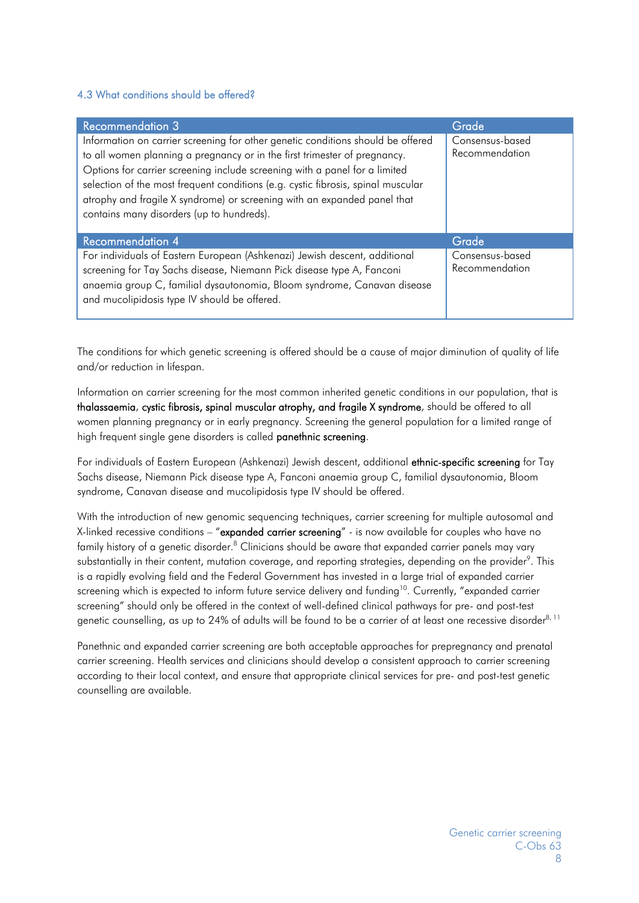### 4.3 What conditions should be offered?

| Recommendation 3 | Grade |
| --- | --- |
| Information on carrier screening for other genetic conditions should be offered to all women planning a pregnancy or in the first trimester of pregnancy. Options for carrier screening include screening with a panel for a limited selection of the most frequent conditions (e.g. cystic fibrosis, spinal muscular atrophy and fragile X syndrome) or screening with an expanded panel that contains many disorders (up to hundreds). | Consensus-based Recommendation |

| Recommendation 4 | Grade |
| --- | --- |
| For individuals of Eastern European (Ashkenazi) Jewish descent, additional screening for Tay Sachs disease, Niemann Pick disease type A, Fanconi anaemia group C, familial dysautonomia, Bloom syndrome, Canavan disease and mucolipidosis type IV should be offered. | Consensus-based Recommendation |

The conditions for which genetic screening is offered should be a cause of major diminution of quality of life and/or reduction in lifespan.

Information on carrier screening for the most common inherited genetic conditions in our population, that is **thalassaemia**, **cystic fibrosis, spinal muscular atrophy, and fragile X syndrome**, should be offered to all women planning pregnancy or in early pregnancy. Screening the general population for a limited range of high frequent single gene disorders is called **panethnic screening**.

For individuals of Eastern European (Ashkenazi) Jewish descent, additional **ethnic-specific screening** for Tay Sachs disease, Niemann Pick disease type A, Fanconi anaemia group C, familial dysautonomia, Bloom syndrome, Canavan disease and mucolipidosis type IV should be offered.

With the introduction of new genomic sequencing techniques, carrier screening for multiple autosomal and X-linked recessive conditions – "**expanded carrier screening**" - is now available for couples who have no family history of a genetic disorder.[8] Clinicians should be aware that expanded carrier panels may vary substantially in their content, mutation coverage, and reporting strategies, depending on the provider[9]. This is a rapidly evolving field and the Federal Government has invested in a large trial of expanded carrier screening which is expected to inform future service delivery and funding[10]. Currently, "expanded carrier screening" should only be offered in the context of well-defined clinical pathways for pre- and post-test genetic counselling, as up to 24% of adults will be found to be a carrier of at least one recessive disorder[8, 11]

Panethnic and expanded carrier screening are both acceptable approaches for prepregnancy and prenatal carrier screening. Health services and clinicians should develop a consistent approach to carrier screening according to their local context, and ensure that appropriate clinical services for pre- and post-test genetic counselling are available.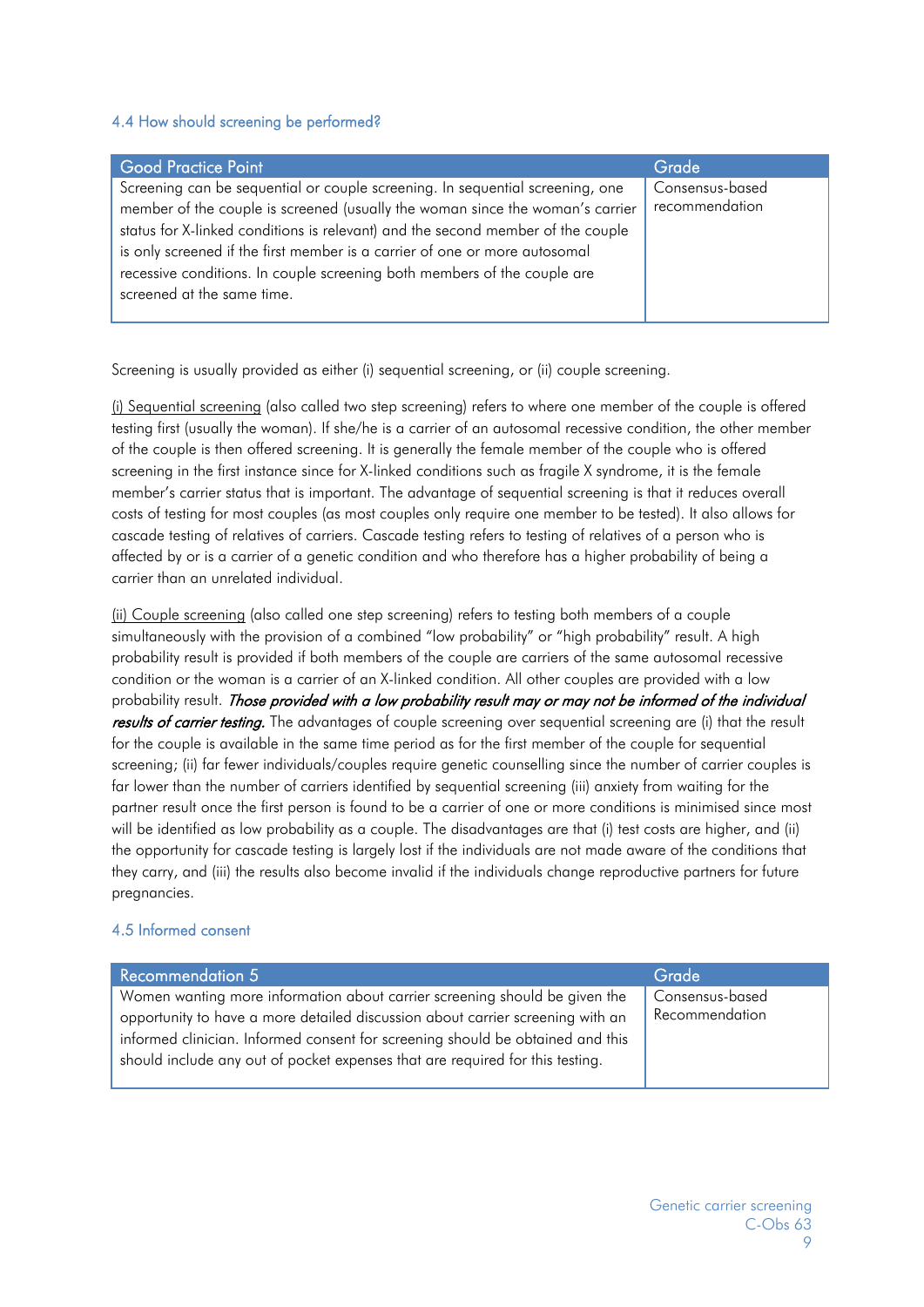### 4.4 How should screening be performed?

| Good Practice Point | Grade |
| --- | --- |
| Screening can be sequential or couple screening. In sequential screening, one member of the couple is screened (usually the woman since the woman's carrier status for X-linked conditions is relevant) and the second member of the couple is only screened if the first member is a carrier of one or more autosomal recessive conditions. In couple screening both members of the couple are screened at the same time. | Consensus-based recommendation |

Screening is usually provided as either (i) sequential screening, or (ii) couple screening.

(i) Sequential screening (also called two step screening) refers to where one member of the couple is offered testing first (usually the woman). If she/he is a carrier of an autosomal recessive condition, the other member of the couple is then offered screening. It is generally the female member of the couple who is offered screening in the first instance since for X-linked conditions such as fragile X syndrome, it is the female member's carrier status that is important. The advantage of sequential screening is that it reduces overall costs of testing for most couples (as most couples only require one member to be tested). It also allows for cascade testing of relatives of carriers. Cascade testing refers to testing of relatives of a person who is affected by or is a carrier of a genetic condition and who therefore has a higher probability of being a carrier than an unrelated individual.

(ii) Couple screening (also called one step screening) refers to testing both members of a couple simultaneously with the provision of a combined "low probability" or "high probability" result. A high probability result is provided if both members of the couple are carriers of the same autosomal recessive condition or the woman is a carrier of an X-linked condition. All other couples are provided with a low probability result. ***Those provided with a low probability result may or may not be informed of the individual results of carrier testing.*** The advantages of couple screening over sequential screening are (i) that the result for the couple is available in the same time period as for the first member of the couple for sequential screening; (ii) far fewer individuals/couples require genetic counselling since the number of carrier couples is far lower than the number of carriers identified by sequential screening (iii) anxiety from waiting for the partner result once the first person is found to be a carrier of one or more conditions is minimised since most will be identified as low probability as a couple. The disadvantages are that (i) test costs are higher, and (ii) the opportunity for cascade testing is largely lost if the individuals are not made aware of the conditions that they carry, and (iii) the results also become invalid if the individuals change reproductive partners for future pregnancies.

### 4.5 Informed consent

| Recommendation 5 | Grade |
| --- | --- |
| Women wanting more information about carrier screening should be given the opportunity to have a more detailed discussion about carrier screening with an informed clinician. Informed consent for screening should be obtained and this should include any out of pocket expenses that are required for this testing. | Consensus-based Recommendation |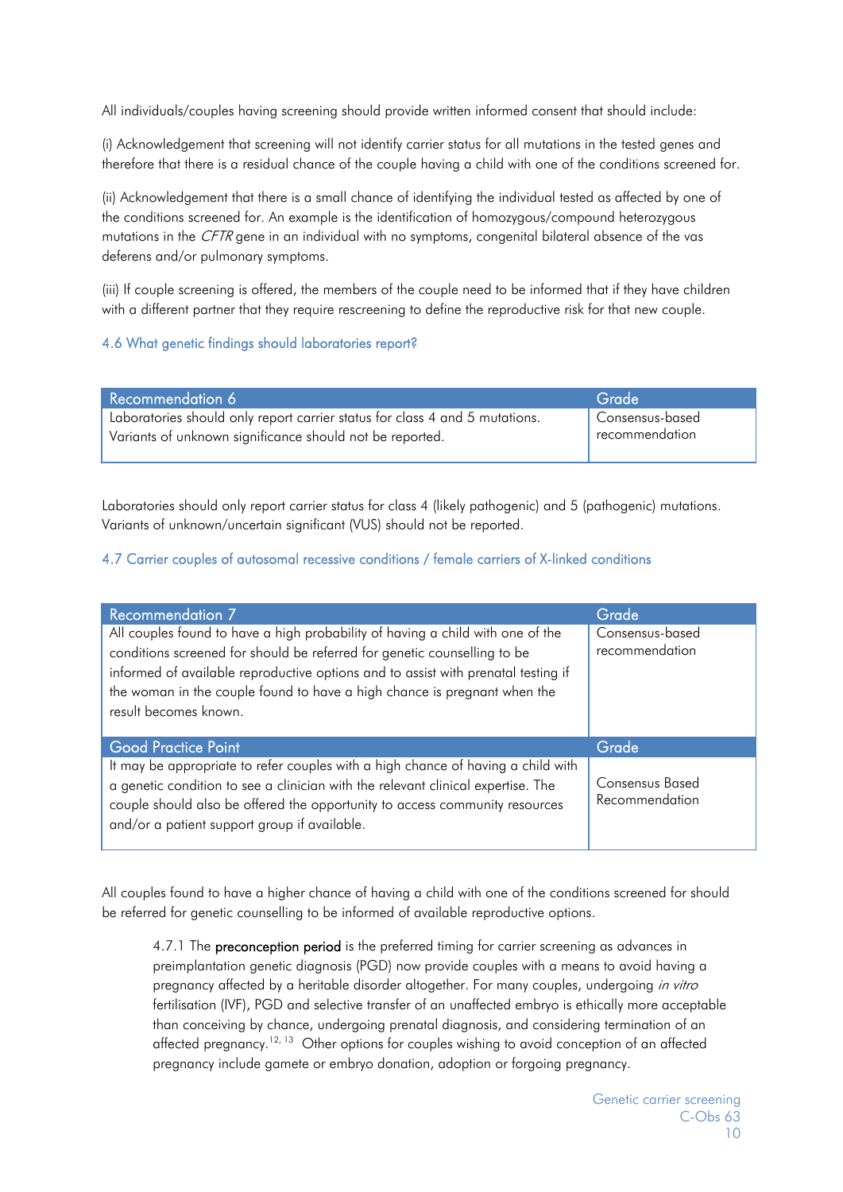All individuals/couples having screening should provide written informed consent that should include:

(i) Acknowledgement that screening will not identify carrier status for all mutations in the tested genes and therefore that there is a residual chance of the couple having a child with one of the conditions screened for.

(ii) Acknowledgement that there is a small chance of identifying the individual tested as affected by one of the conditions screened for. An example is the identification of homozygous/compound heterozygous mutations in the *CFTR* gene in an individual with no symptoms, congenital bilateral absence of the vas deferens and/or pulmonary symptoms.

(iii) If couple screening is offered, the members of the couple need to be informed that if they have children with a different partner that they require rescreening to define the reproductive risk for that new couple.

### 4.6 What genetic findings should laboratories report?

| Recommendation 6 | Grade |
|---|---|
| Laboratories should only report carrier status for class 4 and 5 mutations. Variants of unknown significance should not be reported. | Consensus-based recommendation |

Laboratories should only report carrier status for class 4 (likely pathogenic) and 5 (pathogenic) mutations. Variants of unknown/uncertain significant (VUS) should not be reported.

### 4.7 Carrier couples of autosomal recessive conditions / female carriers of X-linked conditions

| Recommendation 7 | Grade |
|---|---|
| All couples found to have a high probability of having a child with one of the conditions screened for should be referred for genetic counselling to be informed of available reproductive options and to assist with prenatal testing if the woman in the couple found to have high chance is pregnant when the result becomes known. | Consensus-based recommendation |
| **Good Practice Point** | **Grade** |
| It may be appropriate to refer couples with a high chance of having a child with a genetic condition to see a clinician with the relevant clinical expertise. The couple should also be offered the opportunity to access community resources and/or a patient support group if available. | Consensus Based Recommendation |

All couples found to have a higher chance of having a child with one of the conditions screened for should be referred for genetic counselling to be informed of available reproductive options.

> 4.7.1 The **preconception period** is the preferred timing for carrier screening as advances in preimplantation genetic diagnosis (PGD) now provide couples with a means to avoid having a pregnancy affected by a heritable disorder altogether. For many couples, undergoing *in vitro* fertilisation (IVF), PGD and selective transfer of an unaffected embryo is ethically more acceptable than conceiving by chance, undergoing prenatal diagnosis, and considering termination of an affected pregnancy.[12, 13] Other options for couples wishing to avoid conception of an affected pregnancy include gamete or embryo donation, adoption or forgoing pregnancy.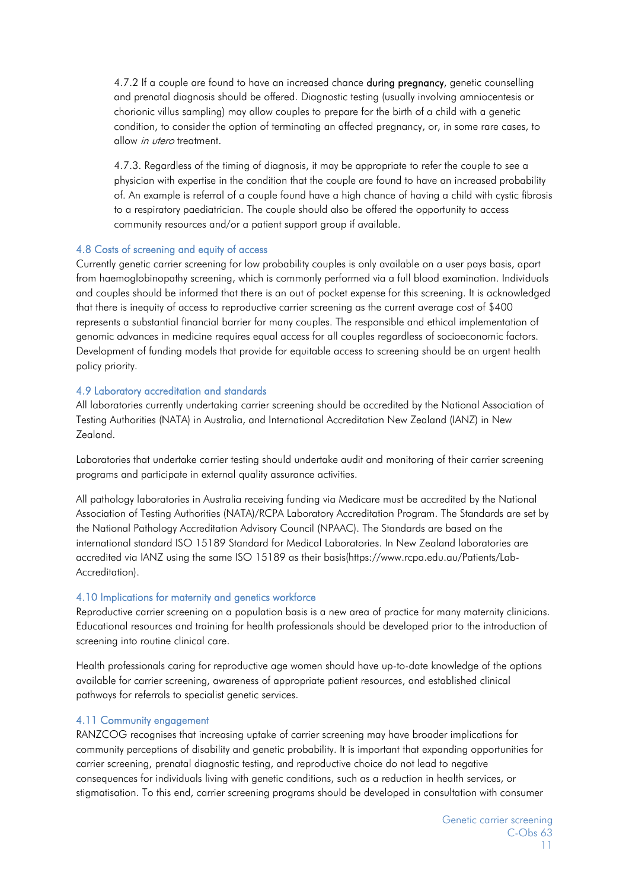4.7.2 If a couple are found to have an increased chance **during pregnancy**, genetic counselling and prenatal diagnosis should be offered. Diagnostic testing (usually involving amniocentesis or chorionic villus sampling) may allow couples to prepare for the birth of a child with a genetic condition, to consider the option of terminating an affected pregnancy, or, in some rare cases, to allow *in utero* treatment.

4.7.3. Regardless of the timing of diagnosis, it may be appropriate to refer the couple to see a physician with expertise in the condition that the couple are found to have an increased probability of. An example is referral of a couple found have a high chance of having a child with cystic fibrosis to a respiratory paediatrician. The couple should also be offered the opportunity to access community resources and/or a patient support group if available.

### 4.8 Costs of screening and equity of access

Currently genetic carrier screening for low probability couples is only available on a user pays basis, apart from haemoglobinopathy screening, which is commonly performed via a full blood examination. Individuals and couples should be informed that there is an out of pocket expense for this screening. It is acknowledged that there is inequity of access to reproductive carrier screening as the current average cost of $400 represents a substantial financial barrier for many couples. The responsible and ethical implementation of genomic advances in medicine requires equal access for all couples regardless of socioeconomic factors. Development of funding models that provide for equitable access to screening should be an urgent health policy priority.

### 4.9 Laboratory accreditation and standards

All laboratories currently undertaking carrier screening should be accredited by the National Association of Testing Authorities (NATA) in Australia, and International Accreditation New Zealand (IANZ) in New Zealand.

Laboratories that undertake carrier testing should undertake audit and monitoring of their carrier screening programs and participate in external quality assurance activities.

All pathology laboratories in Australia receiving funding via Medicare must be accredited by the National Association of Testing Authorities (NATA)/RCPA Laboratory Accreditation Program. The Standards are set by the National Pathology Accreditation Advisory Council (NPAAC). The Standards are based on the international standard ISO 15189 Standard for Medical Laboratories. In New Zealand laboratories are accredited via IANZ using the same ISO 15189 as their basis(https://www.rcpa.edu.au/Patients/Lab-Accreditation).

### 4.10 Implications for maternity and genetics workforce

Reproductive carrier screening on a population basis is a new area of practice for many maternity clinicians. Educational resources and training for health professionals should be developed prior to the introduction of screening into routine clinical care.

Health professionals caring for reproductive age women should have up-to-date knowledge of the options available for carrier screening, awareness of appropriate patient resources, and established clinical pathways for referrals to specialist genetic services.

### 4.11 Community engagement

RANZCOG recognises that increasing uptake of carrier screening may have broader implications for community perceptions of disability and genetic probability. It is important that expanding opportunities for carrier screening, prenatal diagnostic testing, and reproductive choice do not lead to negative consequences for individuals living with genetic conditions, such as a reduction in health services, or stigmatisation. To this end, carrier screening programs should be developed in consultation with consumer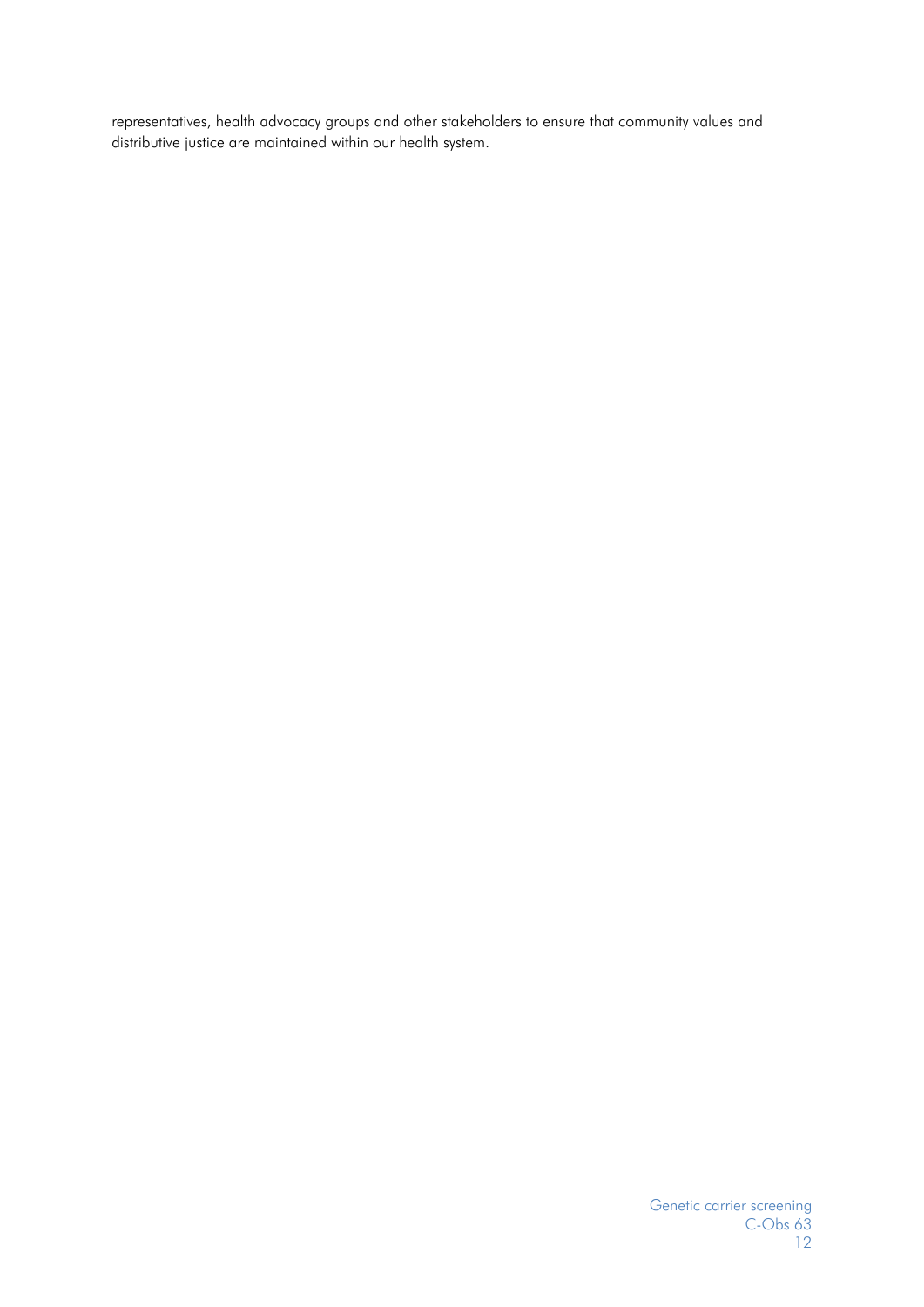representatives, health advocacy groups and other stakeholders to ensure that community values and distributive justice are maintained within our health system.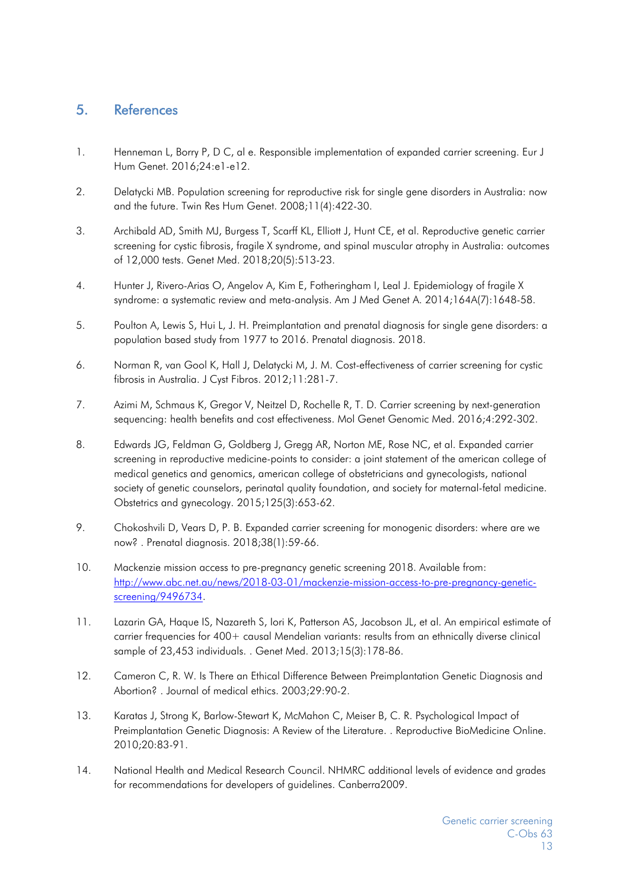## 5. References

1. Henneman L, Borry P, D C, al e. Responsible implementation of expanded carrier screening. Eur J Hum Genet. 2016;24:e1-e12.

2. Delatycki MB. Population screening for reproductive risk for single gene disorders in Australia: now and the future. Twin Res Hum Genet. 2008;11(4):422-30.

3. Archibald AD, Smith MJ, Burgess T, Scarff KL, Elliott J, Hunt CE, et al. Reproductive genetic carrier screening for cystic fibrosis, fragile X syndrome, and spinal muscular atrophy in Australia: outcomes of 12,000 tests. Genet Med. 2018;20(5):513-23.

4. Hunter J, Rivero-Arias O, Angelov A, Kim E, Fotheringham I, Leal J. Epidemiology of fragile X syndrome: a systematic review and meta-analysis. Am J Med Genet A. 2014;164A(7):1648-58.

5. Poulton A, Lewis S, Hui L, J. H. Preimplantation and prenatal diagnosis for single gene disorders: a population based study from 1977 to 2016. Prenatal diagnosis. 2018.

6. Norman R, van Gool K, Hall J, Delatycki M, J. M. Cost-effectiveness of carrier screening for cystic fibrosis in Australia. J Cyst Fibros. 2012;11:281-7.

7. Azimi M, Schmaus K, Gregor V, Neitzel D, Rochelle R, T. D. Carrier screening by next-generation sequencing: health benefits and cost effectiveness. Mol Genet Genomic Med. 2016;4:292-302.

8. Edwards JG, Feldman G, Goldberg J, Gregg AR, Norton ME, Rose NC, et al. Expanded carrier screening in reproductive medicine-points to consider: a joint statement of the american college of medical genetics and genomics, american college of obstetricians and gynecologists, national society of genetic counselors, perinatal quality foundation, and society for maternal-fetal medicine. Obstetrics and gynecology. 2015;125(3):653-62.

9. Chokoshvili D, Vears D, P. B. Expanded carrier screening for monogenic disorders: where are we now? . Prenatal diagnosis. 2018;38(1):59-66.

10. Mackenzie mission access to pre-pregnancy genetic screening 2018. Available from: http://www.abc.net.au/news/2018-03-01/mackenzie-mission-access-to-pre-pregnancy-genetic-screening/9496734.

11. Lazarin GA, Haque IS, Nazareth S, Iori K, Patterson AS, Jacobson JL, et al. An empirical estimate of carrier frequencies for 400+ causal Mendelian variants: results from an ethnically diverse clinical sample of 23,453 individuals. . Genet Med. 2013;15(3):178-86.

12. Cameron C, R. W. Is There an Ethical Difference Between Preimplantation Genetic Diagnosis and Abortion? . Journal of medical ethics. 2003;29:90-2.

13. Karatas J, Strong K, Barlow-Stewart K, McMahon C, Meiser B, C. R. Psychological Impact of Preimplantation Genetic Diagnosis: A Review of the Literature. . Reproductive BioMedicine Online. 2010;20:83-91.

14. National Health and Medical Research Council. NHMRC additional levels of evidence and grades for recommendations for developers of guidelines. Canberra2009.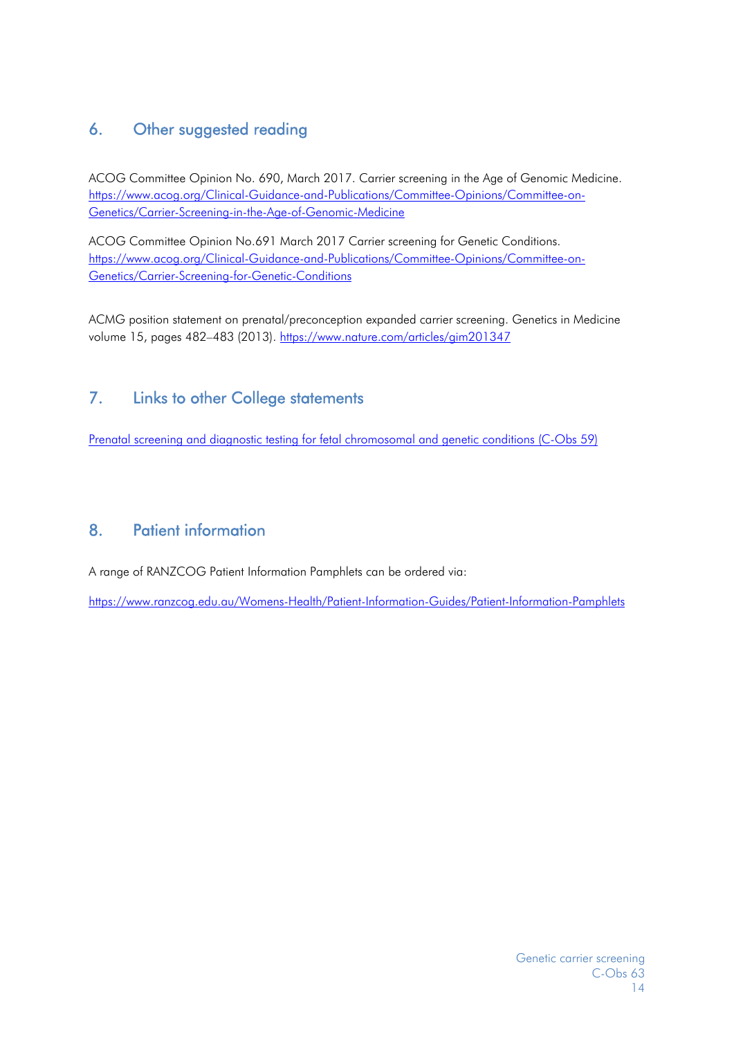## 6. Other suggested reading

ACOG Committee Opinion No. 690, March 2017. Carrier screening in the Age of Genomic Medicine. [https://www.acog.org/Clinical-Guidance-and-Publications/Committee-Opinions/Committee-on-Genetics/Carrier-Screening-in-the-Age-of-Genomic-Medicine](https://www.acog.org/Clinical-Guidance-and-Publications/Committee-Opinions/Committee-on-Genetics/Carrier-Screening-in-the-Age-of-Genomic-Medicine)

ACOG Committee Opinion No.691 March 2017 Carrier screening for Genetic Conditions. [https://www.acog.org/Clinical-Guidance-and-Publications/Committee-Opinions/Committee-on-Genetics/Carrier-Screening-for-Genetic-Conditions](https://www.acog.org/Clinical-Guidance-and-Publications/Committee-Opinions/Committee-on-Genetics/Carrier-Screening-for-Genetic-Conditions)

ACMG position statement on prenatal/preconception expanded carrier screening. Genetics in Medicine volume 15, pages 482–483 (2013). [https://www.nature.com/articles/gim201347](https://www.nature.com/articles/gim201347)

## 7. Links to other College statements

Prenatal screening and diagnostic testing for fetal chromosomal and genetic conditions (C-Obs 59)

## 8. Patient information

A range of RANZCOG Patient Information Pamphlets can be ordered via:

[https://www.ranzcog.edu.au/Womens-Health/Patient-Information-Guides/Patient-Information-Pamphlets](https://www.ranzcog.edu.au/Womens-Health/Patient-Information-Guides/Patient-Information-Pamphlets)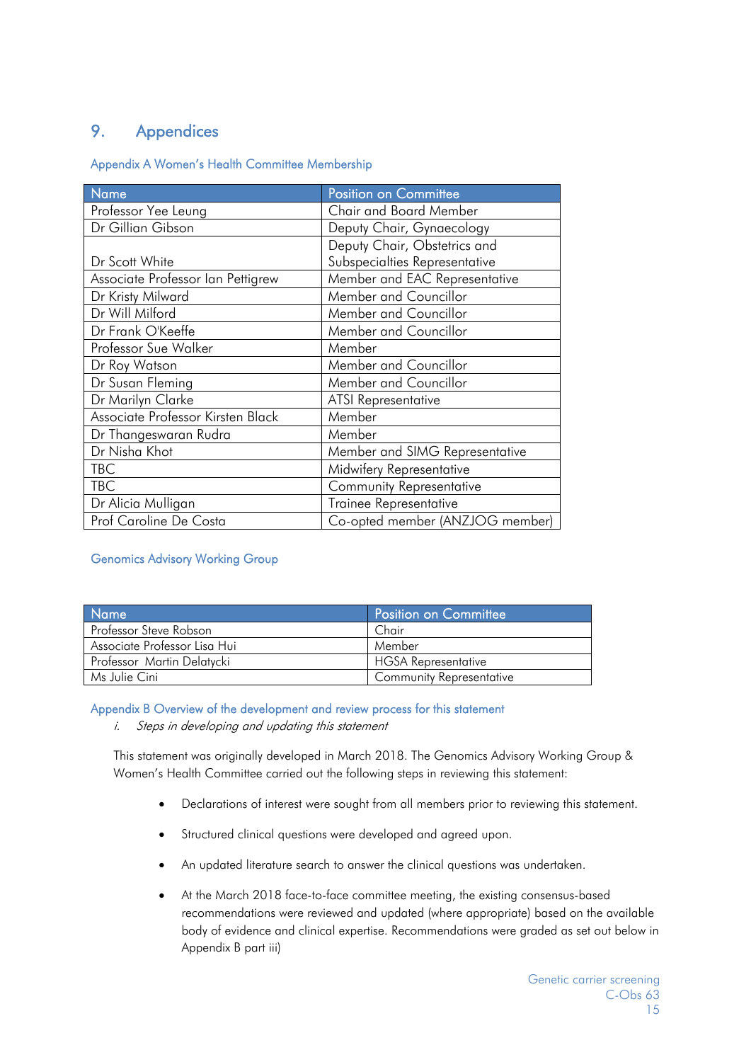## 9. Appendices

### Appendix A Women's Health Committee Membership

| Name | Position on Committee |
|---|---|
| Professor Yee Leung | Chair and Board Member |
| Dr Gillian Gibson | Deputy Chair, Gynaecology |
| Dr Scott White | Deputy Chair, Obstetrics and Subspecialties Representative |
| Associate Professor Ian Pettigrew | Member and EAC Representative |
| Dr Kristy Milward | Member and Councillor |
| Dr Will Milford | Member and Councillor |
| Dr Frank O'Keeffe | Member and Councillor |
| Professor Sue Walker | Member |
| Dr Roy Watson | Member and Councillor |
| Dr Susan Fleming | Member and Councillor |
| Dr Marilyn Clarke | ATSI Representative |
| Associate Professor Kirsten Black | Member |
| Dr Thangeswaran Rudra | Member |
| Dr Nisha Khot | Member and SIMG Representative |
| TBC | Midwifery Representative |
| TBC | Community Representative |
| Dr Alicia Mulligan | Trainee Representative |
| Prof Caroline De Costa | Co-opted member (ANZJOG member) |

### Genomics Advisory Working Group

| Name | Position on Committee |
|---|---|
| Professor Steve Robson | Chair |
| Associate Professor Lisa Hui | Member |
| Professor Martin Delatycki | HGSA Representative |
| Ms Julie Cini | Community Representative |

### Appendix B Overview of the development and review process for this statement

*i. Steps in developing and updating this statement*

This statement was originally developed in March 2018. The Genomics Advisory Working Group & Women's Health Committee carried out the following steps in reviewing this statement:

- Declarations of interest were sought from all members prior to reviewing this statement.
- Structured clinical questions were developed and agreed upon.
- An updated literature search to answer the clinical questions was undertaken.
- At the March 2018 face-to-face committee meeting, the existing consensus-based recommendations were reviewed and updated (where appropriate) based on the available body of evidence and clinical expertise. Recommendations were graded as set out below in Appendix B part iii)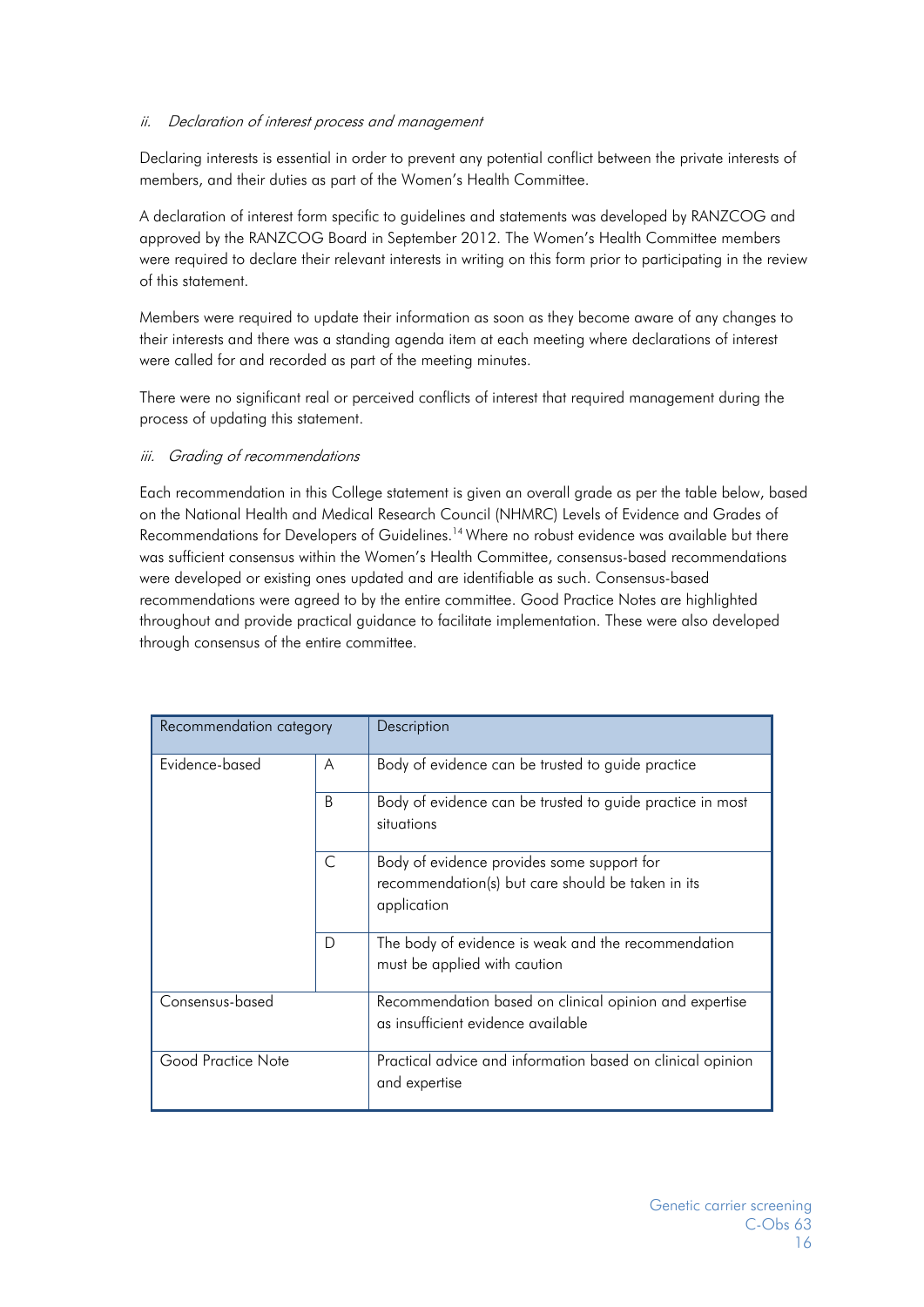*ii. Declaration of interest process and management*

Declaring interests is essential in order to prevent any potential conflict between the private interests of members, and their duties as part of the Women's Health Committee.

A declaration of interest form specific to guidelines and statements was developed by RANZCOG and approved by the RANZCOG Board in September 2012. The Women's Health Committee members were required to declare their relevant interests in writing on this form prior to participating in the review of this statement.

Members were required to update their information as soon as they become aware of any changes to their interests and there was a standing agenda item at each meeting where declarations of interest were called for and recorded as part of the meeting minutes.

There were no significant real or perceived conflicts of interest that required management during the process of updating this statement.

*iii. Grading of recommendations*

Each recommendation in this College statement is given an overall grade as per the table below, based on the National Health and Medical Research Council (NHMRC) Levels of Evidence and Grades of Recommendations for Developers of Guidelines.[14] Where no robust evidence was available but there was sufficient consensus within the Women's Health Committee, consensus-based recommendations were developed or existing ones updated and are identifiable as such. Consensus-based recommendations were agreed to by the entire committee. Good Practice Notes are highlighted throughout and provide practical guidance to facilitate implementation. These were also developed through consensus of the entire committee.

| Recommendation category | | Description |
|---|---|---|
| Evidence-based | A | Body of evidence can be trusted to guide practice |
| | B | Body of evidence can be trusted to guide practice in most situations |
| | C | Body of evidence provides some support for recommendation(s) but care should be taken in its application |
| | D | The body of evidence is weak and the recommendation must be applied with caution |
| Consensus-based | | Recommendation based on clinical opinion and expertise as insufficient evidence available |
| Good Practice Note | | Practical advice and information based on clinical opinion and expertise |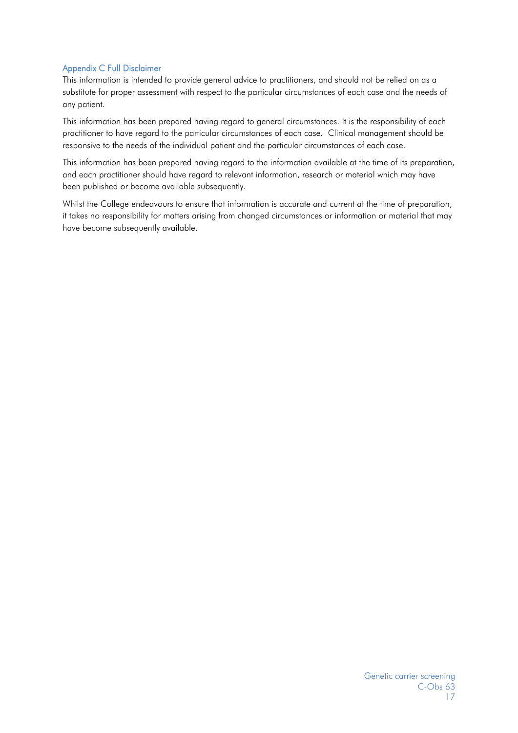## Appendix C Full Disclaimer

This information is intended to provide general advice to practitioners, and should not be relied on as a substitute for proper assessment with respect to the particular circumstances of each case and the needs of any patient.

This information has been prepared having regard to general circumstances. It is the responsibility of each practitioner to have regard to the particular circumstances of each case. Clinical management should be responsive to the needs of the individual patient and the particular circumstances of each case.

This information has been prepared having regard to the information available at the time of its preparation, and each practitioner should have regard to relevant information, research or material which may have been published or become available subsequently.

Whilst the College endeavours to ensure that information is accurate and current at the time of preparation, it takes no responsibility for matters arising from changed circumstances or information or material that may have become subsequently available.